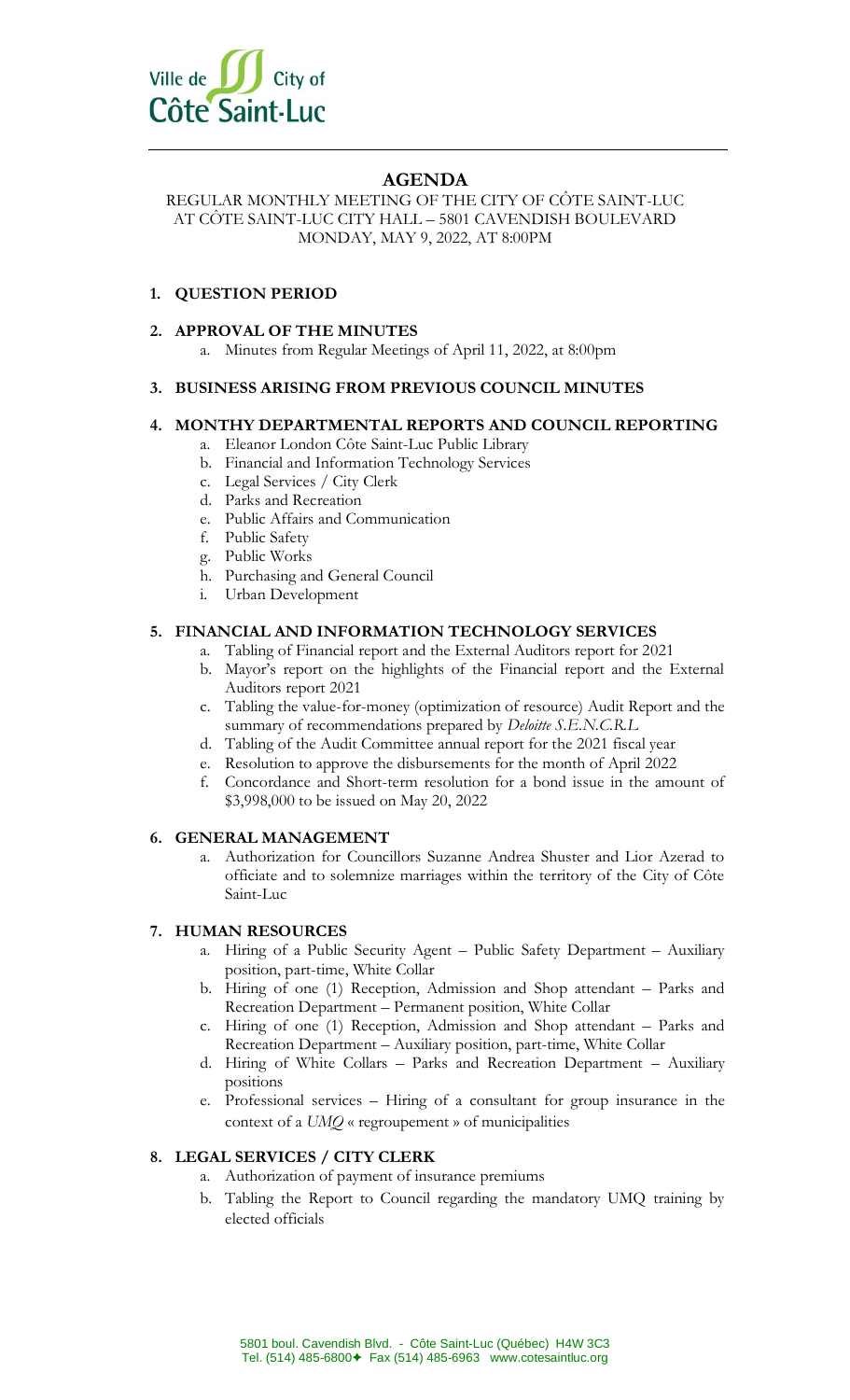Ville de City of Côte Saint-Luc

# AGENDA

REGULAR MONTHLY MEETING OF THE CITY OF CÔTE SAINT-LUC
AT CÔTE SAINT-LUC CITY HALL – 5801 CAVENDISH BOULEVARD
MONDAY, MAY 9, 2022, AT 8:00PM

## 1. QUESTION PERIOD

## 2. APPROVAL OF THE MINUTES

a. Minutes from Regular Meetings of April 11, 2022, at 8:00pm

## 3. BUSINESS ARISING FROM PREVIOUS COUNCIL MINUTES

## 4. MONTHY DEPARTMENTAL REPORTS AND COUNCIL REPORTING

a. Eleanor London Côte Saint-Luc Public Library
b. Financial and Information Technology Services
c. Legal Services / City Clerk
d. Parks and Recreation
e. Public Affairs and Communication
f. Public Safety
g. Public Works
h. Purchasing and General Council
i. Urban Development

## 5. FINANCIAL AND INFORMATION TECHNOLOGY SERVICES

a. Tabling of Financial report and the External Auditors report for 2021
b. Mayor's report on the highlights of the Financial report and the External Auditors report 2021
c. Tabling the value-for-money (optimization of resource) Audit Report and the summary of recommendations prepared by *Deloitte S.E.N.C.R.L*
d. Tabling of the Audit Committee annual report for the 2021 fiscal year
e. Resolution to approve the disbursements for the month of April 2022
f. Concordance and Short-term resolution for a bond issue in the amount of $3,998,000 to be issued on May 20, 2022

## 6. GENERAL MANAGEMENT

a. Authorization for Councillors Suzanne Andrea Shuster and Lior Azerad to officiate and to solemnize marriages within the territory of the City of Côte Saint-Luc

## 7. HUMAN RESOURCES

a. Hiring of a Public Security Agent – Public Safety Department – Auxiliary position, part-time, White Collar
b. Hiring of one (1) Reception, Admission and Shop attendant – Parks and Recreation Department – Permanent position, White Collar
c. Hiring of one (1) Reception, Admission and Shop attendant – Parks and Recreation Department – Auxiliary position, part-time, White Collar
d. Hiring of White Collars – Parks and Recreation Department – Auxiliary positions
e. Professional services – Hiring of a consultant for group insurance in the context of a *UMQ* « regroupement » of municipalities

## 8. LEGAL SERVICES / CITY CLERK

a. Authorization of payment of insurance premiums
b. Tabling the Report to Council regarding the mandatory UMQ training by elected officials

5801 boul. Cavendish Blvd. - Côte Saint-Luc (Québec) H4W 3C3
Tel. (514) 485-6800✦ Fax (514) 485-6963 www.cotesaintluc.org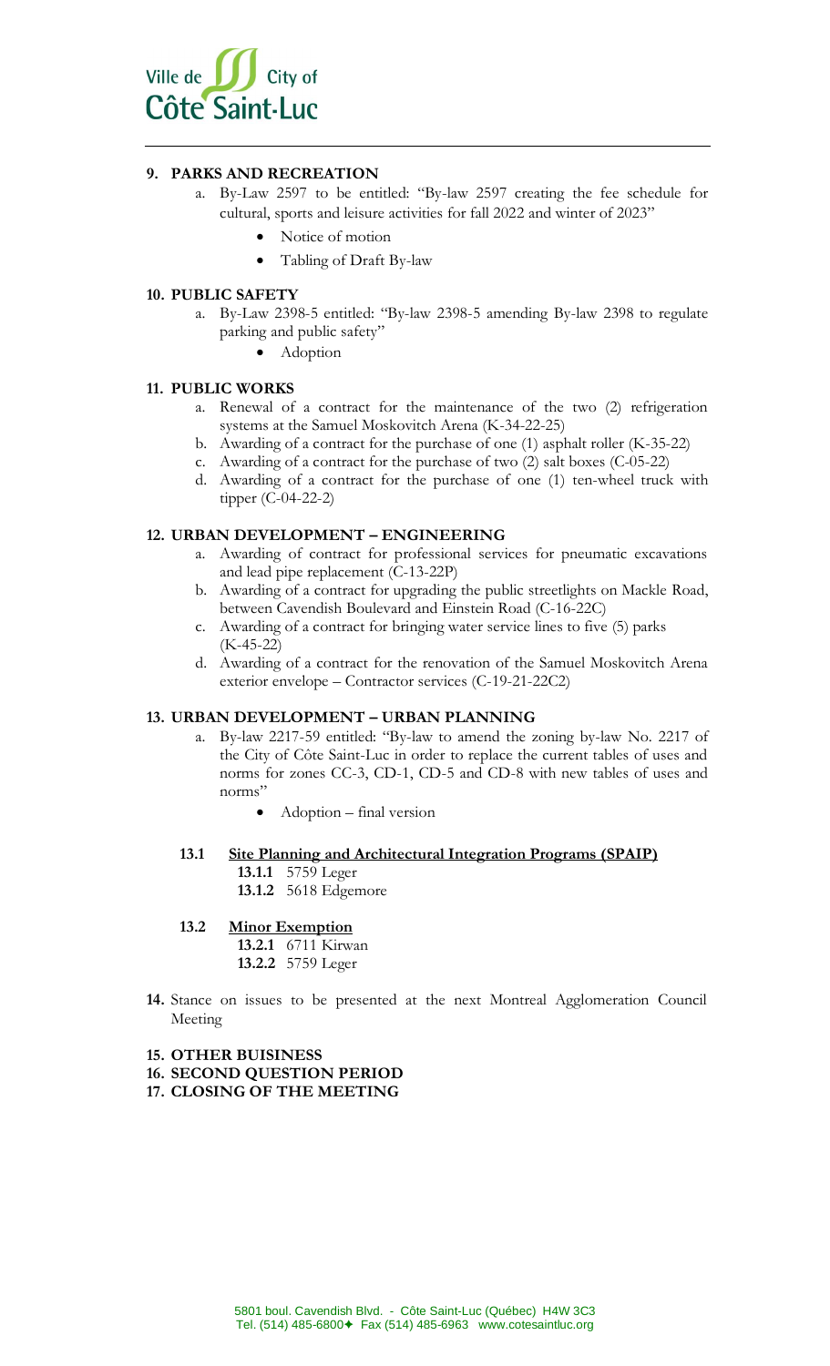**9. PARKS AND RECREATION**

a. By-Law 2597 to be entitled: "By-law 2597 creating the fee schedule for cultural, sports and leisure activities for fall 2022 and winter of 2023"
   - Notice of motion
   - Tabling of Draft By-law

**10. PUBLIC SAFETY**

a. By-Law 2398-5 entitled: "By-law 2398-5 amending By-law 2398 to regulate parking and public safety"
   - Adoption

**11. PUBLIC WORKS**

a. Renewal of a contract for the maintenance of the two (2) refrigeration systems at the Samuel Moskovitch Arena (K-34-22-25)
b. Awarding of a contract for the purchase of one (1) asphalt roller (K-35-22)
c. Awarding of a contract for the purchase of two (2) salt boxes (C-05-22)
d. Awarding of a contract for the purchase of one (1) ten-wheel truck with tipper (C-04-22-2)

**12. URBAN DEVELOPMENT – ENGINEERING**

a. Awarding of contract for professional services for pneumatic excavations and lead pipe replacement (C-13-22P)
b. Awarding of a contract for upgrading the public streetlights on Mackle Road, between Cavendish Boulevard and Einstein Road (C-16-22C)
c. Awarding of a contract for bringing water service lines to five (5) parks (K-45-22)
d. Awarding of a contract for the renovation of the Samuel Moskovitch Arena exterior envelope – Contractor services (C-19-21-22C2)

**13. URBAN DEVELOPMENT – URBAN PLANNING**

a. By-law 2217-59 entitled: "By-law to amend the zoning by-law No. 2217 of the City of Côte Saint-Luc in order to replace the current tables of uses and norms for zones CC-3, CD-1, CD-5 and CD-8 with new tables of uses and norms"
   - Adoption – final version

**13.1 <u>Site Planning and Architectural Integration Programs (SPAIP)</u>**

**13.1.1** 5759 Leger
**13.1.2** 5618 Edgemore

**13.2 <u>Minor Exemption</u>**

**13.2.1** 6711 Kirwan
**13.2.2** 5759 Leger

**14.** Stance on issues to be presented at the next Montreal Agglomeration Council Meeting

**15. OTHER BUISINESS**
**16. SECOND QUESTION PERIOD**
**17. CLOSING OF THE MEETING**